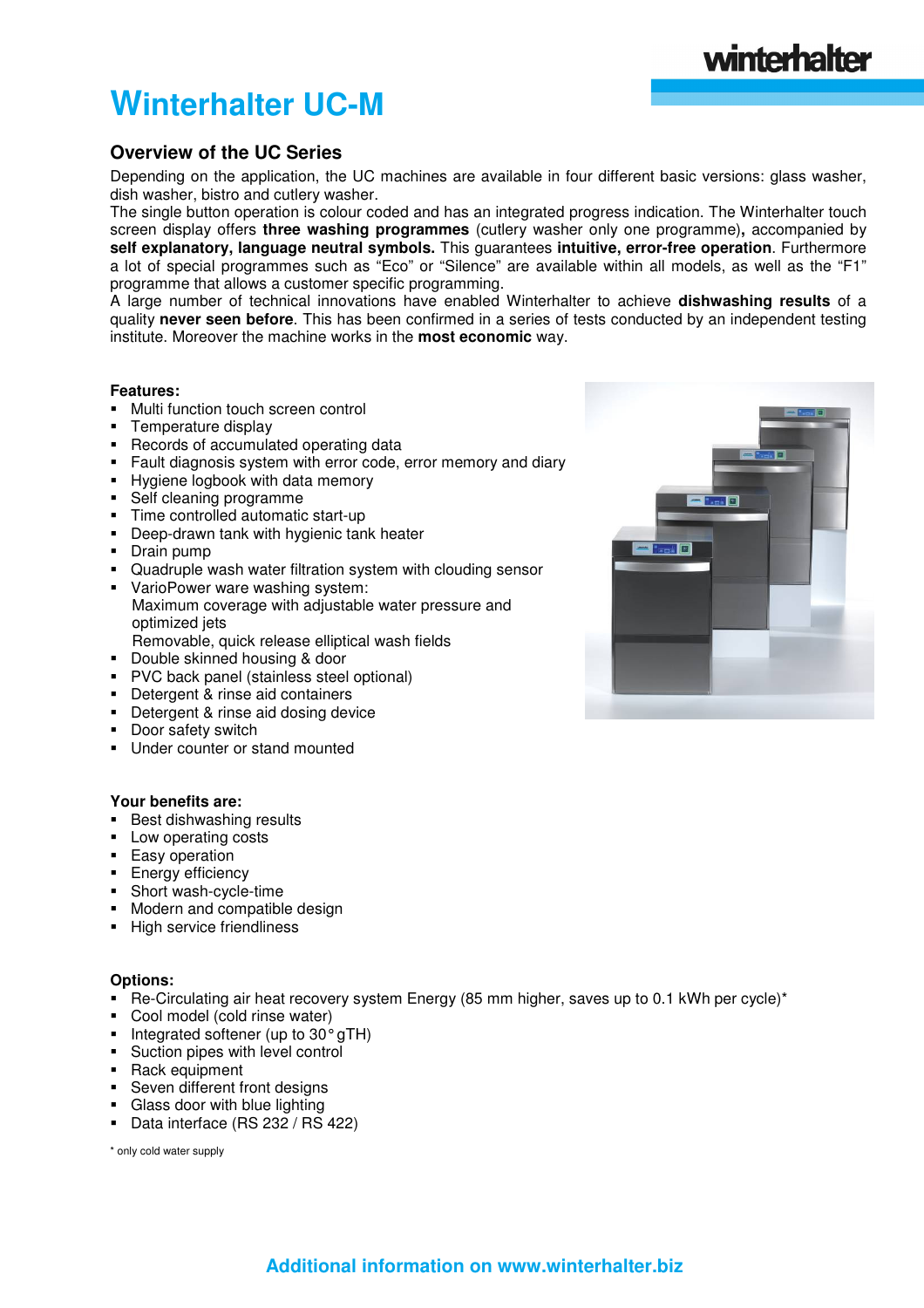# Winterhalter UC-M

## Overview of the UC Series

Depending on the application, the UC machines are available in four different basic versions: glass washer, dish washer, bistro and cutlery washer.
The single button operation is colour coded and has an integrated progress indication. The Winterhalter touch screen display offers **three washing programmes** (cutlery washer only one programme)**,** accompanied by **self explanatory, language neutral symbols.** This guarantees **intuitive, error-free operation**. Furthermore a lot of special programmes such as "Eco" or "Silence" are available within all models, as well as the "F1" programme that allows a customer specific programming.
A large number of technical innovations have enabled Winterhalter to achieve **dishwashing results** of a quality **never seen before**. This has been confirmed in a series of tests conducted by an independent testing institute. Moreover the machine works in the **most economic** way.

**Features:**

- Multi function touch screen control
- Temperature display
- Records of accumulated operating data
- Fault diagnosis system with error code, error memory and diary
- Hygiene logbook with data memory
- Self cleaning programme
- Time controlled automatic start-up
- Deep-drawn tank with hygienic tank heater
- Drain pump
- Quadruple wash water filtration system with clouding sensor
- VarioPower ware washing system:
  Maximum coverage with adjustable water pressure and optimized jets
  Removable, quick release elliptical wash fields
- Double skinned housing & door
- PVC back panel (stainless steel optional)
- Detergent & rinse aid containers
- Detergent & rinse aid dosing device
- Door safety switch
- Under counter or stand mounted

**Your benefits are:**

- Best dishwashing results
- Low operating costs
- Easy operation
- Energy efficiency
- Short wash-cycle-time
- Modern and compatible design
- High service friendliness

**Options:**

- Re-Circulating air heat recovery system Energy (85 mm higher, saves up to 0.1 kWh per cycle)*
- Cool model (cold rinse water)
- Integrated softener (up to 30° gTH)
- Suction pipes with level control
- Rack equipment
- Seven different front designs
- Glass door with blue lighting
- Data interface (RS 232 / RS 422)

\* only cold water supply

**Additional information on www.winterhalter.biz**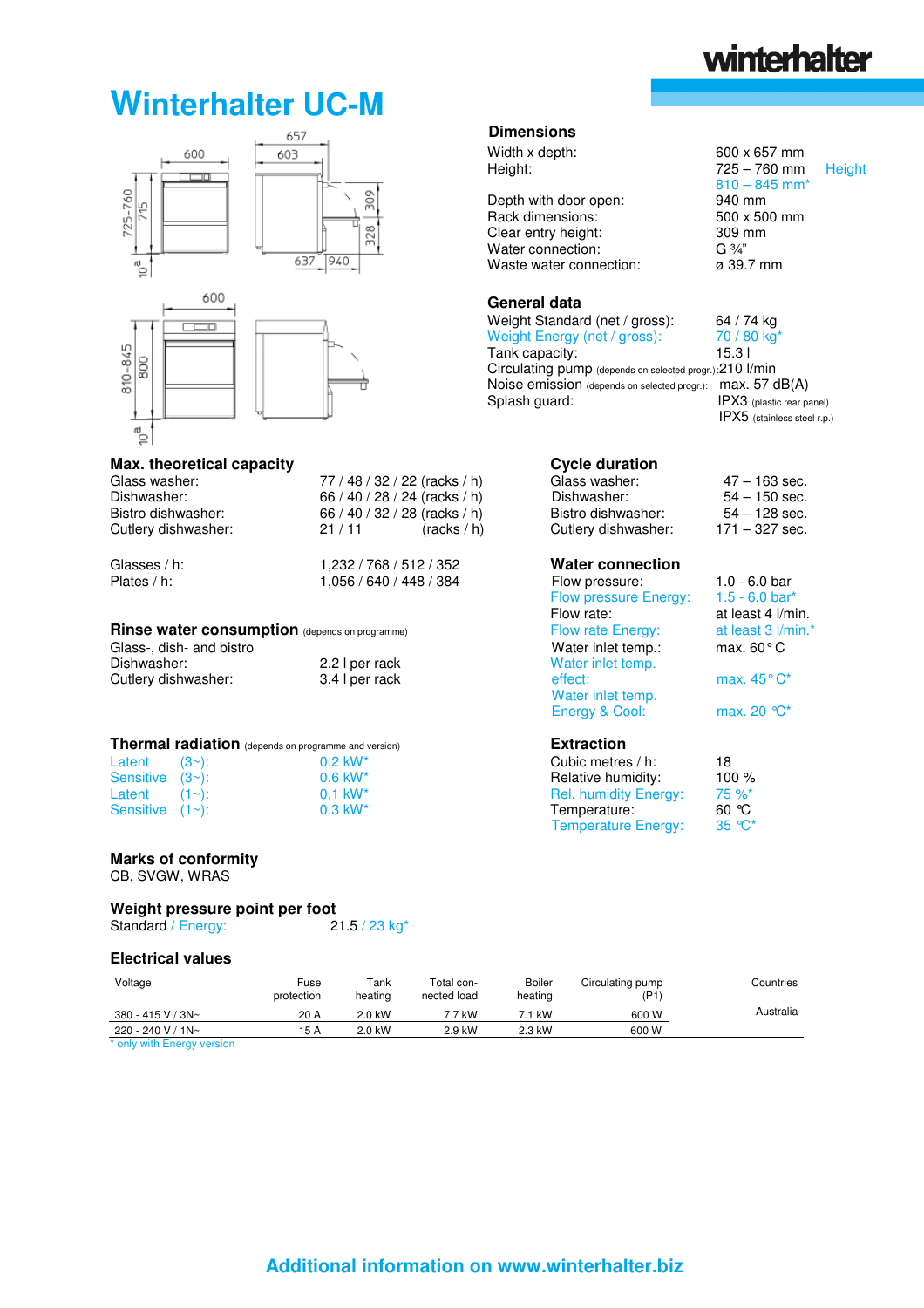winterhalter

# Winterhalter UC-M

600
657
603
725–760
715
309
328
10
637
940

600
810–845
800
10

## Dimensions

| | |
|---|---|
| Width x depth: | 600 x 657 mm |
| Height: | 725 – 760 mm Height 810 – 845 mm* |
| Depth with door open: | 940 mm |
| Rack dimensions: | 500 x 500 mm |
| Clear entry height: | 309 mm |
| Water connection: | G ¾" |
| Waste water connection: | ø 39.7 mm |

## General data

| | |
|---|---|
| Weight Standard (net / gross): | 64 / 74 kg |
| Weight Energy (net / gross): | 70 / 80 kg* |
| Tank capacity: | 15.3 l |
| Circulating pump (depends on selected progr.): | 210 l/min |
| Noise emission (depends on selected progr.): | max. 57 dB(A) |
| Splash guard: | IPX3 (plastic rear panel) IPX5 (stainless steel r.p.) |

## Max. theoretical capacity

| | |
|---|---|
| Glass washer: | 77 / 48 / 32 / 22 (racks / h) |
| Dishwasher: | 66 / 40 / 28 / 24 (racks / h) |
| Bistro dishwasher: | 66 / 40 / 32 / 28 (racks / h) |
| Cutlery dishwasher: | 21 / 11 (racks / h) |
| Glasses / h: | 1,232 / 768 / 512 / 352 |
| Plates / h: | 1,056 / 640 / 448 / 384 |

## Cycle duration

| | |
|---|---|
| Glass washer: | 47 – 163 sec. |
| Dishwasher: | 54 – 150 sec. |
| Bistro dishwasher: | 54 – 128 sec. |
| Cutlery dishwasher: | 171 – 327 sec. |

## Rinse water consumption (depends on programme)

| | |
|---|---|
| Glass-, dish- and bistro Dishwasher: | 2.2 l per rack |
| Cutlery dishwasher: | 3.4 l per rack |

## Water connection

| | |
|---|---|
| Flow pressure: | 1.0 - 6.0 bar |
| Flow pressure Energy: | 1.5 - 6.0 bar* |
| Flow rate: | at least 4 l/min. |
| Flow rate Energy: | at least 3 l/min.* |
| Water inlet temp.: | max. 60 ° C |
| Water inlet temp. effect: | max. 45 ° C* |
| Water inlet temp. Energy & Cool: | max. 20 °C* |

## Thermal radiation (depends on programme and version)

| | |
|---|---|
| Latent (3~): | 0.2 kW* |
| Sensitive (3~): | 0.6 kW* |
| Latent (1~): | 0.1 kW* |
| Sensitive (1~): | 0.3 kW* |

## Extraction

| | |
|---|---|
| Cubic metres / h: | 18 |
| Relative humidity: | 100 % |
| Rel. humidity Energy: | 75 %* |
| Temperature: | 60 °C |
| Temperature Energy: | 35 °C* |

## Marks of conformity

CB, SVGW, WRAS

## Weight pressure point per foot

Standard / Energy: 21.5 / 23 kg*

## Electrical values

| Voltage | Fuse protection | Tank heating | Total connected load | Boiler heating | Circulating pump (P1) | Countries |
|---|---|---|---|---|---|---|
| 380 - 415 V / 3N~ | 20 A | 2.0 kW | 7.7 kW | 7.1 kW | 600 W | Australia |
| 220 - 240 V / 1N~ | 15 A | 2.0 kW | 2.9 kW | 2.3 kW | 600 W | |

* only with Energy version

**Additional information on www.winterhalter.biz**